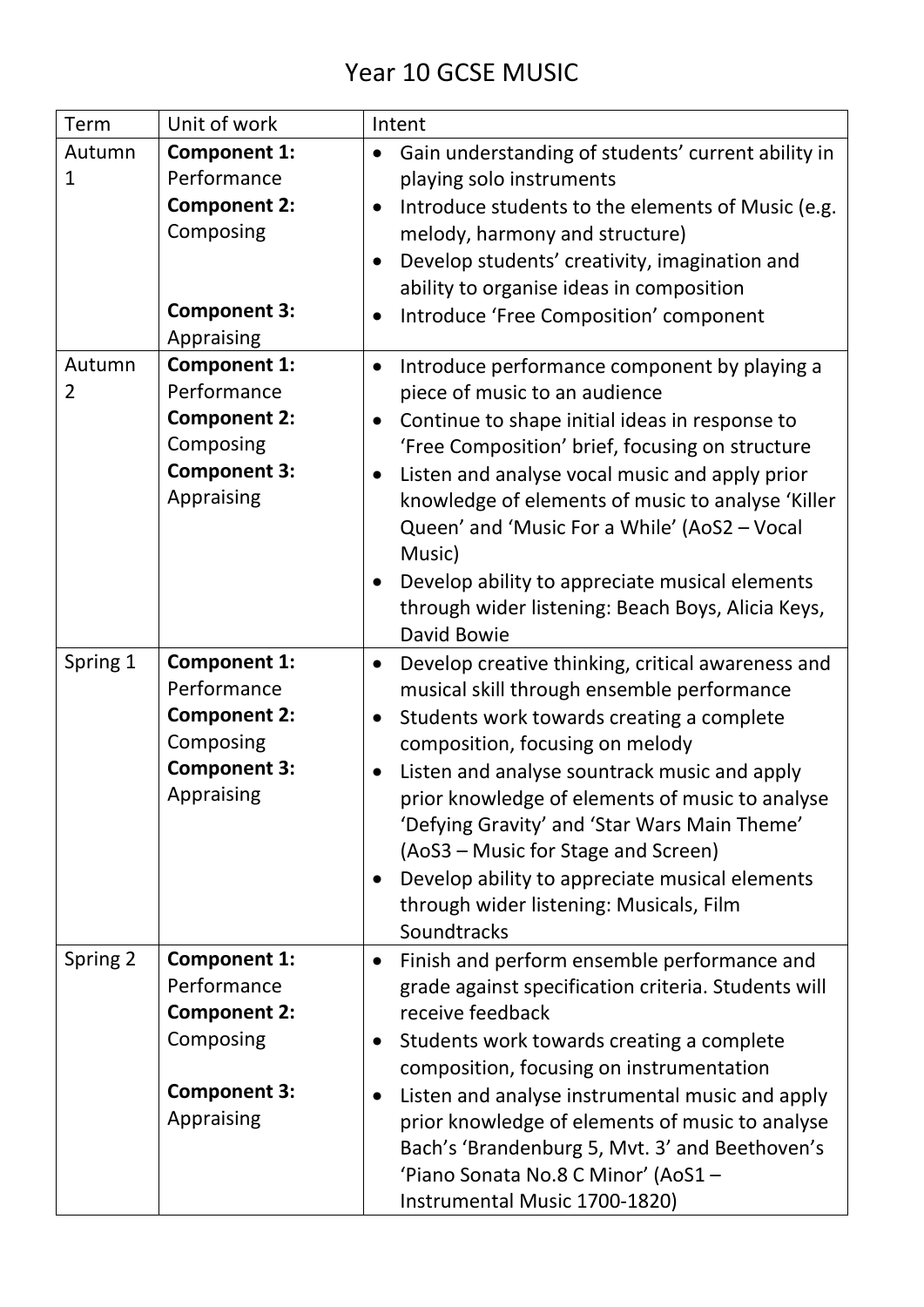# Year 10 GCSE MUSIC

| Term | Unit of work | Intent |
|---|---|---|
| Autumn 1 | **Component 1:** Performance<br>**Component 2:** Composing<br><br>**Component 3:** Appraising | • Gain understanding of students' current ability in playing solo instruments<br>• Introduce students to the elements of Music (e.g. melody, harmony and structure)<br>• Develop students' creativity, imagination and ability to organise ideas in composition<br>• Introduce 'Free Composition' component |
| Autumn 2 | **Component 1:** Performance<br>**Component 2:** Composing<br>**Component 3:** Appraising | • Introduce performance component by playing a piece of music to an audience<br>• Continue to shape initial ideas in response to 'Free Composition' brief, focusing on structure<br>• Listen and analyse vocal music and apply prior knowledge of elements of music to analyse 'Killer Queen' and 'Music For a While' (AoS2 – Vocal Music)<br>• Develop ability to appreciate musical elements through wider listening: Beach Boys, Alicia Keys, David Bowie |
| Spring 1 | **Component 1:** Performance<br>**Component 2:** Composing<br>**Component 3:** Appraising | • Develop creative thinking, critical awareness and musical skill through ensemble performance<br>• Students work towards creating a complete composition, focusing on melody<br>• Listen and analyse sountrack music and apply prior knowledge of elements of music to analyse 'Defying Gravity' and 'Star Wars Main Theme' (AoS3 – Music for Stage and Screen)<br>• Develop ability to appreciate musical elements through wider listening: Musicals, Film Soundtracks |
| Spring 2 | **Component 1:** Performance<br>**Component 2:** Composing<br><br>**Component 3:** Appraising | • Finish and perform ensemble performance and grade against specification criteria. Students will receive feedback<br>• Students work towards creating a complete composition, focusing on instrumentation<br>• Listen and analyse instrumental music and apply prior knowledge of elements of music to analyse Bach's 'Brandenburg 5, Mvt. 3' and Beethoven's 'Piano Sonata No.8 C Minor' (AoS1 – Instrumental Music 1700-1820) |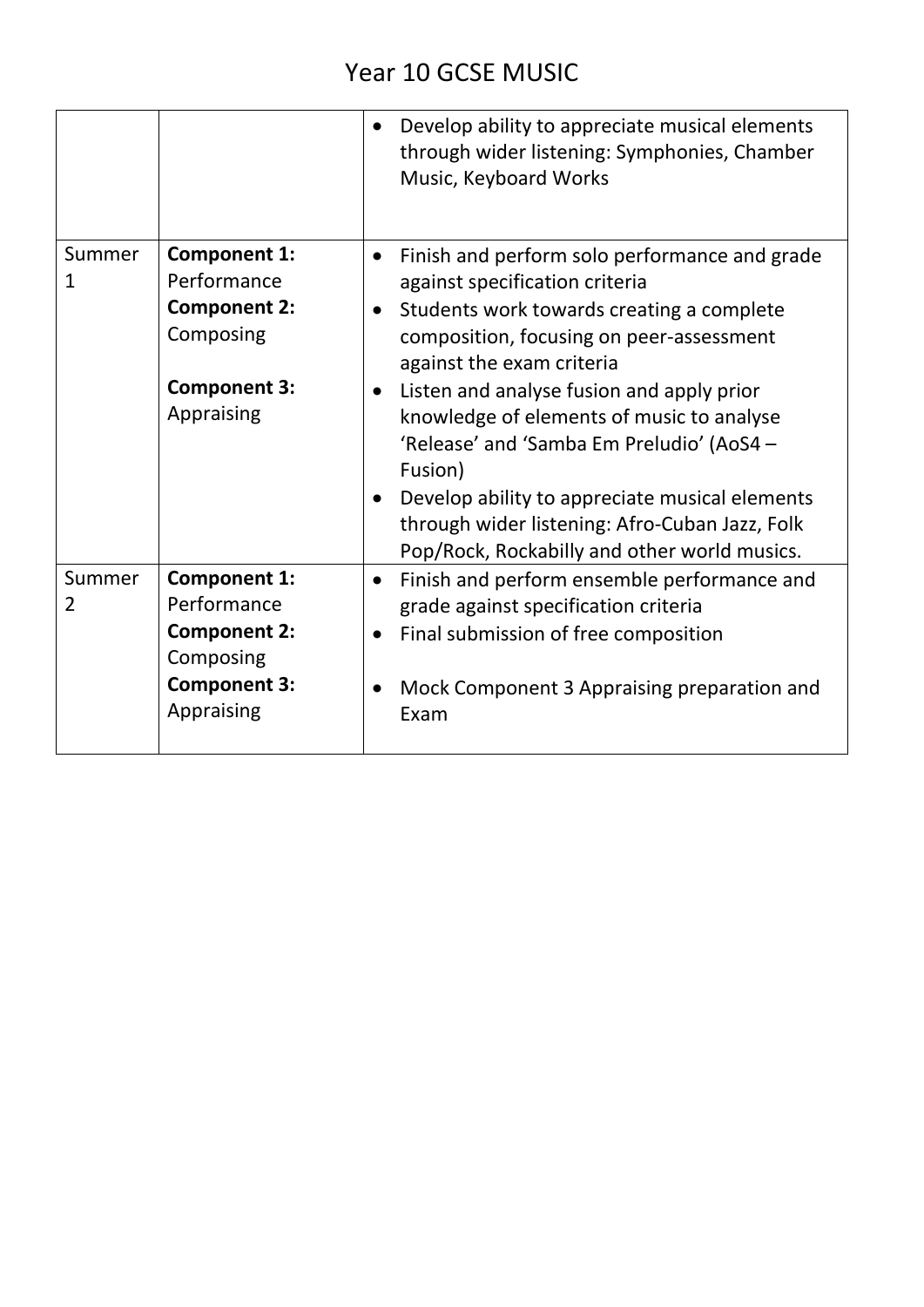# Year 10 GCSE MUSIC

| | | |
|---|---|---|
| | | • Develop ability to appreciate musical elements through wider listening: Symphonies, Chamber Music, Keyboard Works |
| Summer 1 | **Component 1:** Performance<br>**Component 2:** Composing<br><br>**Component 3:** Appraising | • Finish and perform solo performance and grade against specification criteria<br>• Students work towards creating a complete composition, focusing on peer-assessment against the exam criteria<br>• Listen and analyse fusion and apply prior knowledge of elements of music to analyse 'Release' and 'Samba Em Preludio' (AoS4 – Fusion)<br>• Develop ability to appreciate musical elements through wider listening: Afro-Cuban Jazz, Folk Pop/Rock, Rockabilly and other world musics. |
| Summer 2 | **Component 1:** Performance<br>**Component 2:** Composing<br>**Component 3:** Appraising | • Finish and perform ensemble performance and grade against specification criteria<br>• Final submission of free composition<br><br>• Mock Component 3 Appraising preparation and Exam |